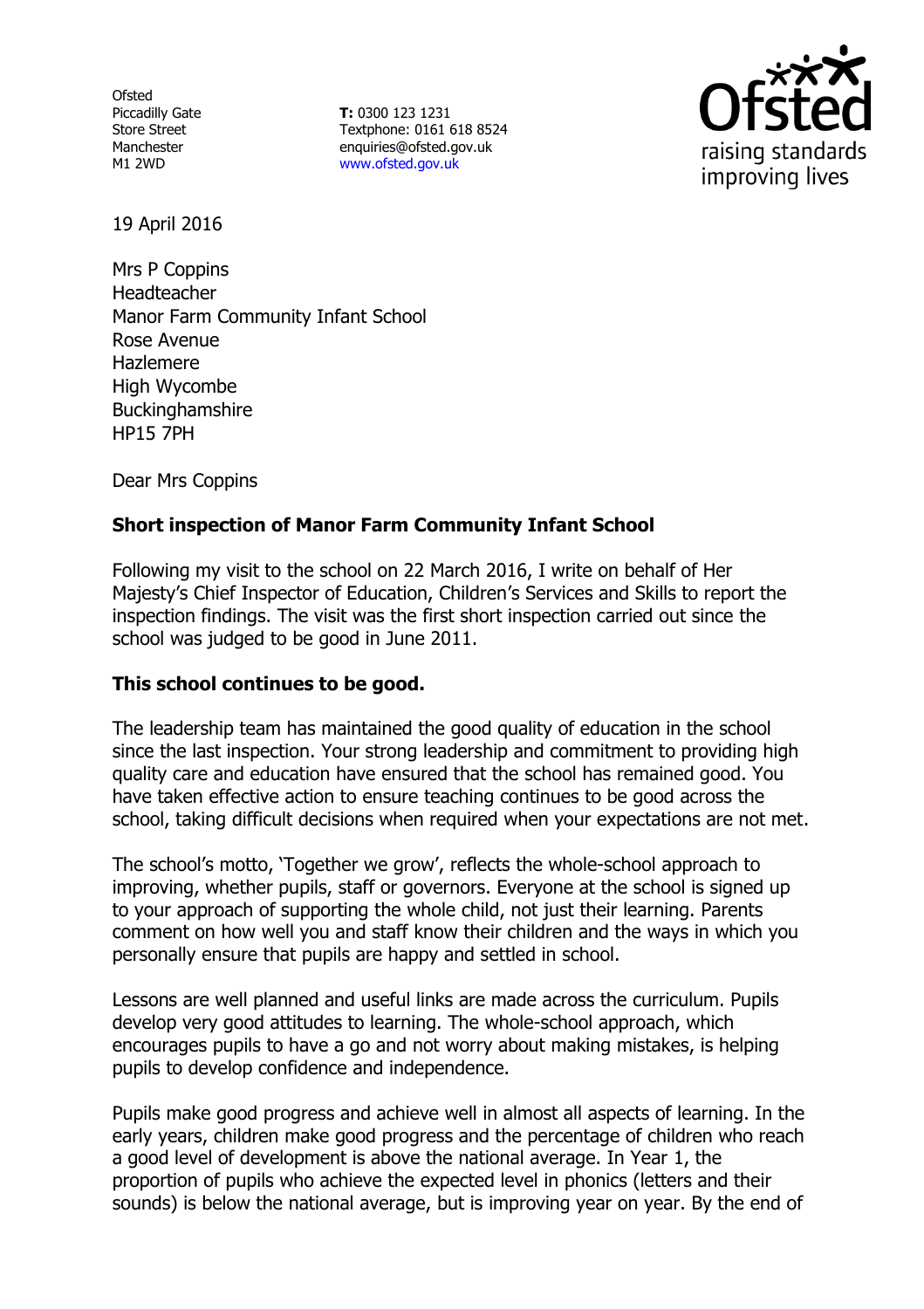Ofsted
Piccadilly Gate
Store Street
Manchester
M1 2WD

**T:** 0300 123 1231
Textphone: 0161 618 8524
enquiries@ofsted.gov.uk
www.ofsted.gov.uk

19 April 2016

Mrs P Coppins
Headteacher
Manor Farm Community Infant School
Rose Avenue
Hazlemere
High Wycombe
Buckinghamshire
HP15 7PH

Dear Mrs Coppins

**Short inspection of Manor Farm Community Infant School**

Following my visit to the school on 22 March 2016, I write on behalf of Her Majesty's Chief Inspector of Education, Children's Services and Skills to report the inspection findings. The visit was the first short inspection carried out since the school was judged to be good in June 2011.

**This school continues to be good.**

The leadership team has maintained the good quality of education in the school since the last inspection. Your strong leadership and commitment to providing high quality care and education have ensured that the school has remained good. You have taken effective action to ensure teaching continues to be good across the school, taking difficult decisions when required when your expectations are not met.

The school's motto, 'Together we grow', reflects the whole-school approach to improving, whether pupils, staff or governors. Everyone at the school is signed up to your approach of supporting the whole child, not just their learning. Parents comment on how well you and staff know their children and the ways in which you personally ensure that pupils are happy and settled in school.

Lessons are well planned and useful links are made across the curriculum. Pupils develop very good attitudes to learning. The whole-school approach, which encourages pupils to have a go and not worry about making mistakes, is helping pupils to develop confidence and independence.

Pupils make good progress and achieve well in almost all aspects of learning. In the early years, children make good progress and the percentage of children who reach a good level of development is above the national average. In Year 1, the proportion of pupils who achieve the expected level in phonics (letters and their sounds) is below the national average, but is improving year on year. By the end of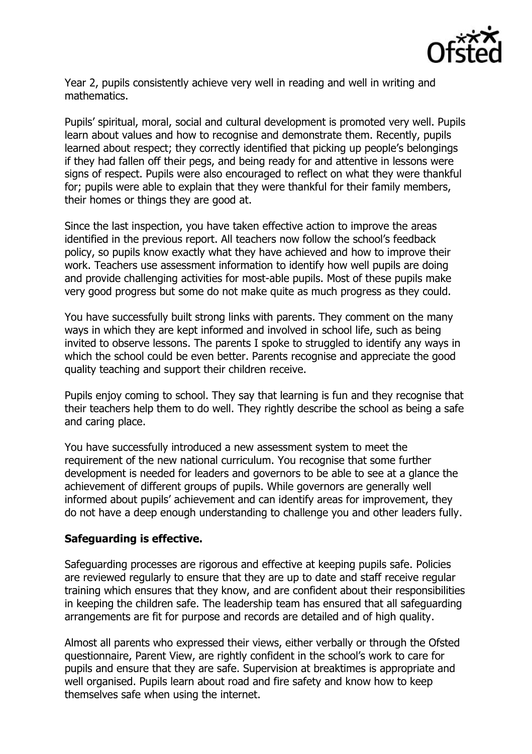Year 2, pupils consistently achieve very well in reading and well in writing and mathematics.

Pupils' spiritual, moral, social and cultural development is promoted very well. Pupils learn about values and how to recognise and demonstrate them. Recently, pupils learned about respect; they correctly identified that picking up people's belongings if they had fallen off their pegs, and being ready for and attentive in lessons were signs of respect. Pupils were also encouraged to reflect on what they were thankful for; pupils were able to explain that they were thankful for their family members, their homes or things they are good at.

Since the last inspection, you have taken effective action to improve the areas identified in the previous report. All teachers now follow the school's feedback policy, so pupils know exactly what they have achieved and how to improve their work. Teachers use assessment information to identify how well pupils are doing and provide challenging activities for most-able pupils. Most of these pupils make very good progress but some do not make quite as much progress as they could.

You have successfully built strong links with parents. They comment on the many ways in which they are kept informed and involved in school life, such as being invited to observe lessons. The parents I spoke to struggled to identify any ways in which the school could be even better. Parents recognise and appreciate the good quality teaching and support their children receive.

Pupils enjoy coming to school. They say that learning is fun and they recognise that their teachers help them to do well. They rightly describe the school as being a safe and caring place.

You have successfully introduced a new assessment system to meet the requirement of the new national curriculum. You recognise that some further development is needed for leaders and governors to be able to see at a glance the achievement of different groups of pupils. While governors are generally well informed about pupils' achievement and can identify areas for improvement, they do not have a deep enough understanding to challenge you and other leaders fully.

**Safeguarding is effective.**

Safeguarding processes are rigorous and effective at keeping pupils safe. Policies are reviewed regularly to ensure that they are up to date and staff receive regular training which ensures that they know, and are confident about their responsibilities in keeping the children safe. The leadership team has ensured that all safeguarding arrangements are fit for purpose and records are detailed and of high quality.

Almost all parents who expressed their views, either verbally or through the Ofsted questionnaire, Parent View, are rightly confident in the school's work to care for pupils and ensure that they are safe. Supervision at breaktimes is appropriate and well organised. Pupils learn about road and fire safety and know how to keep themselves safe when using the internet.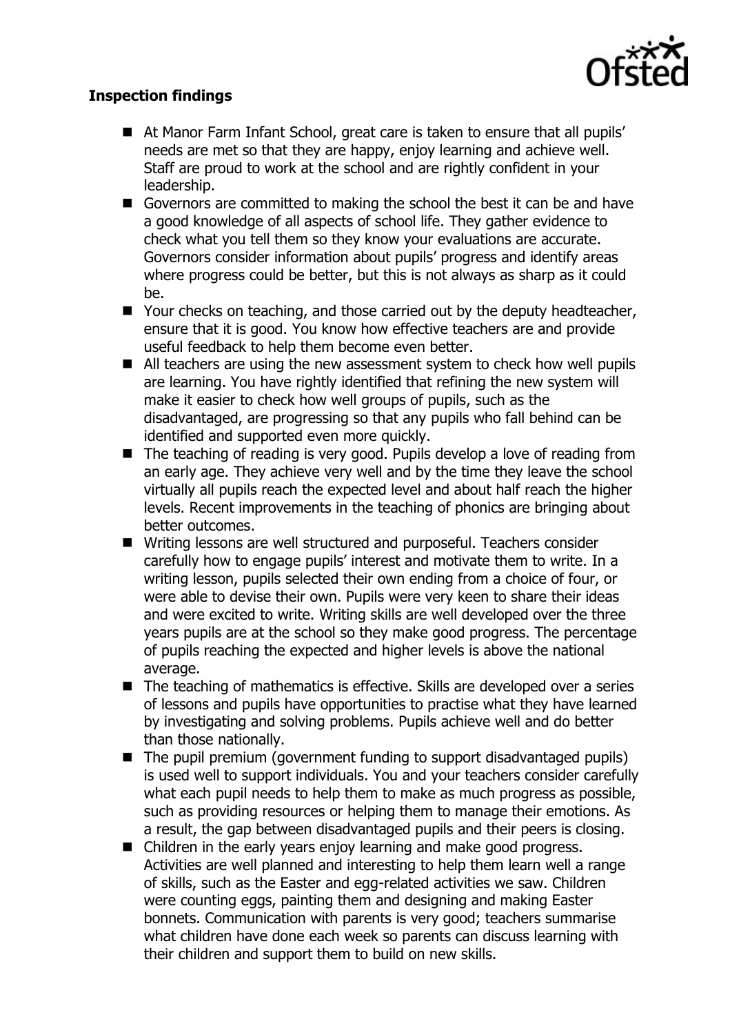**Inspection findings**

- At Manor Farm Infant School, great care is taken to ensure that all pupils' needs are met so that they are happy, enjoy learning and achieve well. Staff are proud to work at the school and are rightly confident in your leadership.
- Governors are committed to making the school the best it can be and have a good knowledge of all aspects of school life. They gather evidence to check what you tell them so they know your evaluations are accurate. Governors consider information about pupils' progress and identify areas where progress could be better, but this is not always as sharp as it could be.
- Your checks on teaching, and those carried out by the deputy headteacher, ensure that it is good. You know how effective teachers are and provide useful feedback to help them become even better.
- All teachers are using the new assessment system to check how well pupils are learning. You have rightly identified that refining the new system will make it easier to check how well groups of pupils, such as the disadvantaged, are progressing so that any pupils who fall behind can be identified and supported even more quickly.
- The teaching of reading is very good. Pupils develop a love of reading from an early age. They achieve very well and by the time they leave the school virtually all pupils reach the expected level and about half reach the higher levels. Recent improvements in the teaching of phonics are bringing about better outcomes.
- Writing lessons are well structured and purposeful. Teachers consider carefully how to engage pupils' interest and motivate them to write. In a writing lesson, pupils selected their own ending from a choice of four, or were able to devise their own. Pupils were very keen to share their ideas and were excited to write. Writing skills are well developed over the three years pupils are at the school so they make good progress. The percentage of pupils reaching the expected and higher levels is above the national average.
- The teaching of mathematics is effective. Skills are developed over a series of lessons and pupils have opportunities to practise what they have learned by investigating and solving problems. Pupils achieve well and do better than those nationally.
- The pupil premium (government funding to support disadvantaged pupils) is used well to support individuals. You and your teachers consider carefully what each pupil needs to help them to make as much progress as possible, such as providing resources or helping them to manage their emotions. As a result, the gap between disadvantaged pupils and their peers is closing.
- Children in the early years enjoy learning and make good progress. Activities are well planned and interesting to help them learn well a range of skills, such as the Easter and egg-related activities we saw. Children were counting eggs, painting them and designing and making Easter bonnets. Communication with parents is very good; teachers summarise what children have done each week so parents can discuss learning with their children and support them to build on new skills.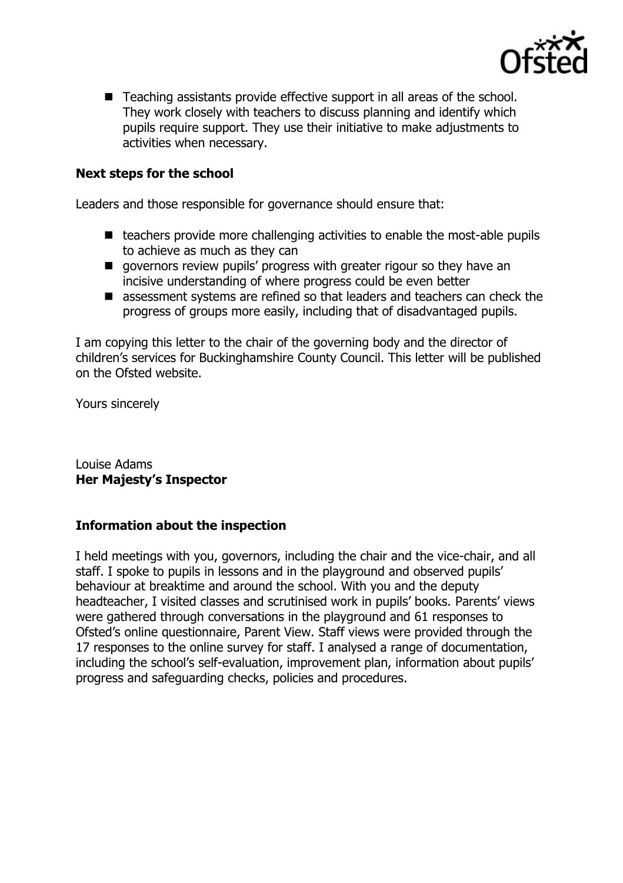- Teaching assistants provide effective support in all areas of the school. They work closely with teachers to discuss planning and identify which pupils require support. They use their initiative to make adjustments to activities when necessary.

### Next steps for the school

Leaders and those responsible for governance should ensure that:

- teachers provide more challenging activities to enable the most-able pupils to achieve as much as they can
- governors review pupils' progress with greater rigour so they have an incisive understanding of where progress could be even better
- assessment systems are refined so that leaders and teachers can check the progress of groups more easily, including that of disadvantaged pupils.

I am copying this letter to the chair of the governing body and the director of children's services for Buckinghamshire County Council. This letter will be published on the Ofsted website.

Yours sincerely

Louise Adams
**Her Majesty's Inspector**

### Information about the inspection

I held meetings with you, governors, including the chair and the vice-chair, and all staff. I spoke to pupils in lessons and in the playground and observed pupils' behaviour at breaktime and around the school. With you and the deputy headteacher, I visited classes and scrutinised work in pupils' books. Parents' views were gathered through conversations in the playground and 61 responses to Ofsted's online questionnaire, Parent View. Staff views were provided through the 17 responses to the online survey for staff. I analysed a range of documentation, including the school's self-evaluation, improvement plan, information about pupils' progress and safeguarding checks, policies and procedures.